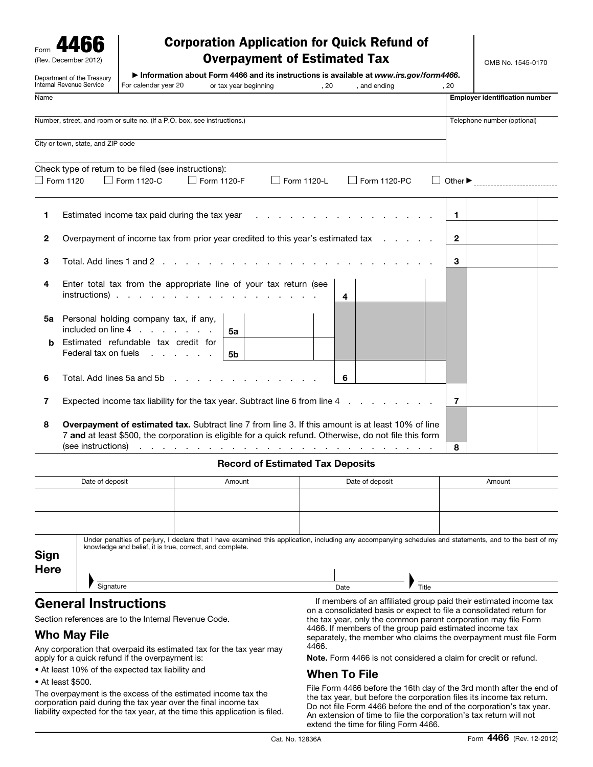Form **4466**
(Rev. December 2012)

Department of the Treasury
Internal Revenue Service

# Corporation Application for Quick Refund of Overpayment of Estimated Tax

► Information about Form 4466 and its instructions is available at *www.irs.gov/form4466*.

OMB No. 1545-0170

For calendar year 20 or tax year beginning , 20 , and ending , 20

| Name | Employer identification number |
|---|---|
| Number, street, and room or suite no. (If a P.O. box, see instructions.) | Telephone number (optional) |
| City or town, state, and ZIP code | |

Check type of return to be filed (see instructions):

☐ Form 1120 ☐ Form 1120-C ☐ Form 1120-F ☐ Form 1120-L ☐ Form 1120-PC ☐ Other ►

| | | | | | |
|---|---|---|---|---|---|
| **1** | Estimated income tax paid during the tax year | | | **1** | |
| **2** | Overpayment of income tax from prior year credited to this year's estimated tax | | | **2** | |
| **3** | Total. Add lines 1 and 2 | | | **3** | |
| **4** | Enter total tax from the appropriate line of your tax return (see instructions) | **4** | | | |
| **5a** | Personal holding company tax, if any, included on line 4 | **5a** | | | |
| **b** | Estimated refundable tax credit for Federal tax on fuels | **5b** | | | |
| **6** | Total. Add lines 5a and 5b | **6** | | | |
| **7** | Expected income tax liability for the tax year. Subtract line 6 from line 4 | | | **7** | |
| **8** | **Overpayment of estimated tax.** Subtract line 7 from line 3. If this amount is at least 10% of line 7 **and** at least $500, the corporation is eligible for a quick refund. Otherwise, do not file this form (see instructions) | | | **8** | |

**Record of Estimated Tax Deposits**

| Date of deposit | Amount | Date of deposit | Amount |
|---|---|---|---|
| | | | |
| | | | |

**Sign Here**

Under penalties of perjury, I declare that I have examined this application, including any accompanying schedules and statements, and to the best of my knowledge and belief, it is true, correct, and complete.

Signature Date Title

## General Instructions

Section references are to the Internal Revenue Code.

### Who May File

Any corporation that overpaid its estimated tax for the tax year may apply for a quick refund if the overpayment is:

- At least 10% of the expected tax liability and
- At least $500.

The overpayment is the excess of the estimated income tax the corporation paid during the tax year over the final income tax liability expected for the tax year, at the time this application is filed.

If members of an affiliated group paid their estimated income tax on a consolidated basis or expect to file a consolidated return for the tax year, only the common parent corporation may file Form 4466. If members of the group paid estimated income tax separately, the member who claims the overpayment must file Form 4466.

**Note.** Form 4466 is not considered a claim for credit or refund.

### When To File

File Form 4466 before the 16th day of the 3rd month after the end of the tax year, but before the corporation files its income tax return. Do not file Form 4466 before the end of the corporation's tax year. An extension of time to file the corporation's tax return will not extend the time for filing Form 4466.

Cat. No. 12836A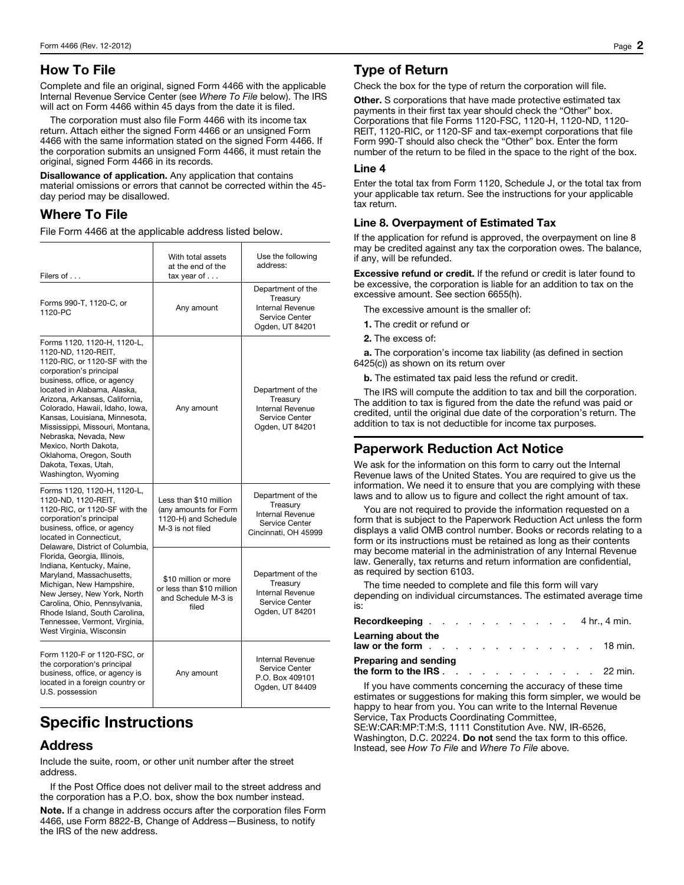## How To File

Complete and file an original, signed Form 4466 with the applicable Internal Revenue Service Center (see *Where To File* below). The IRS will act on Form 4466 within 45 days from the date it is filed.

The corporation must also file Form 4466 with its income tax return. Attach either the signed Form 4466 or an unsigned Form 4466 with the same information stated on the signed Form 4466. If the corporation submits an unsigned Form 4466, it must retain the original, signed Form 4466 in its records.

**Disallowance of application.** Any application that contains material omissions or errors that cannot be corrected within the 45-day period may be disallowed.

## Where To File

File Form 4466 at the applicable address listed below.

| Filers of . . . | With total assets at the end of the tax year of . . . | Use the following address: |
|---|---|---|
| Forms 990-T, 1120-C, or 1120-PC | Any amount | Department of the Treasury Internal Revenue Service Center Ogden, UT 84201 |
| Forms 1120, 1120-H, 1120-L, 1120-ND, 1120-REIT, 1120-RIC, or 1120-SF with the corporation's principal business, office, or agency located in Alabama, Alaska, Arizona, Arkansas, California, Colorado, Hawaii, Idaho, Iowa, Kansas, Louisiana, Minnesota, Mississippi, Missouri, Montana, Nebraska, Nevada, New Mexico, North Dakota, Oklahoma, Oregon, South Dakota, Texas, Utah, Washington, Wyoming | Any amount | Department of the Treasury Internal Revenue Service Center Ogden, UT 84201 |
| Forms 1120, 1120-H, 1120-L, 1120-ND, 1120-REIT, 1120-RIC, or 1120-SF with the corporation's principal business, office, or agency located in Connecticut, Delaware, District of Columbia, Florida, Georgia, Illinois, Indiana, Kentucky, Maine, Maryland, Massachusetts, Michigan, New Hampshire, New Jersey, New York, North Carolina, Ohio, Pennsylvania, Rhode Island, South Carolina, Tennessee, Vermont, Virginia, West Virginia, Wisconsin | Less than $10 million (any amounts for Form 1120-H) and Schedule M-3 is not filed | Department of the Treasury Internal Revenue Service Center Cincinnati, OH 45999 |
| | $10 million or more or less than $10 million and Schedule M-3 is filed | Department of the Treasury Internal Revenue Service Center Ogden, UT 84201 |
| Form 1120-F or 1120-FSC, or the corporation's principal business, office, or agency is located in a foreign country or U.S. possession | Any amount | Internal Revenue Service Center P.O. Box 409101 Ogden, UT 84409 |

# Specific Instructions

## Address

Include the suite, room, or other unit number after the street address.

If the Post Office does not deliver mail to the street address and the corporation has a P.O. box, show the box number instead.

**Note.** If a change in address occurs after the corporation files Form 4466, use Form 8822-B, Change of Address—Business, to notify the IRS of the new address.

## Type of Return

Check the box for the type of return the corporation will file.

**Other.** S corporations that have made protective estimated tax payments in their first tax year should check the "Other" box. Corporations that file Forms 1120-FSC, 1120-H, 1120-ND, 1120-REIT, 1120-RIC, or 1120-SF and tax-exempt corporations that file Form 990-T should also check the "Other" box. Enter the form number of the return to be filed in the space to the right of the box.

### Line 4

Enter the total tax from Form 1120, Schedule J, or the total tax from your applicable tax return. See the instructions for your applicable tax return.

### Line 8. Overpayment of Estimated Tax

If the application for refund is approved, the overpayment on line 8 may be credited against any tax the corporation owes. The balance, if any, will be refunded.

**Excessive refund or credit.** If the refund or credit is later found to be excessive, the corporation is liable for an addition to tax on the excessive amount. See section 6655(h).

The excessive amount is the smaller of:

**1.** The credit or refund or

**2.** The excess of:

**a.** The corporation's income tax liability (as defined in section 6425(c)) as shown on its return over

**b.** The estimated tax paid less the refund or credit.

The IRS will compute the addition to tax and bill the corporation. The addition to tax is figured from the date the refund was paid or credited, until the original due date of the corporation's return. The addition to tax is not deductible for income tax purposes.

## Paperwork Reduction Act Notice

We ask for the information on this form to carry out the Internal Revenue laws of the United States. You are required to give us the information. We need it to ensure that you are complying with these laws and to allow us to figure and collect the right amount of tax.

You are not required to provide the information requested on a form that is subject to the Paperwork Reduction Act unless the form displays a valid OMB control number. Books or records relating to a form or its instructions must be retained as long as their contents may become material in the administration of any Internal Revenue law. Generally, tax returns and return information are confidential, as required by section 6103.

The time needed to complete and file this form will vary depending on individual circumstances. The estimated average time is:

| | |
|---|---|
| **Recordkeeping** | 4 hr., 4 min. |
| **Learning about the law or the form** | 18 min. |
| **Preparing and sending the form to the IRS** | 22 min. |

If you have comments concerning the accuracy of these time estimates or suggestions for making this form simpler, we would be happy to hear from you. You can write to the Internal Revenue Service, Tax Products Coordinating Committee, SE:W:CAR:MP:T:M:S, 1111 Constitution Ave. NW, IR-6526, Washington, D.C. 20224. **Do not** send the tax form to this office. Instead, see *How To File* and *Where To File* above.